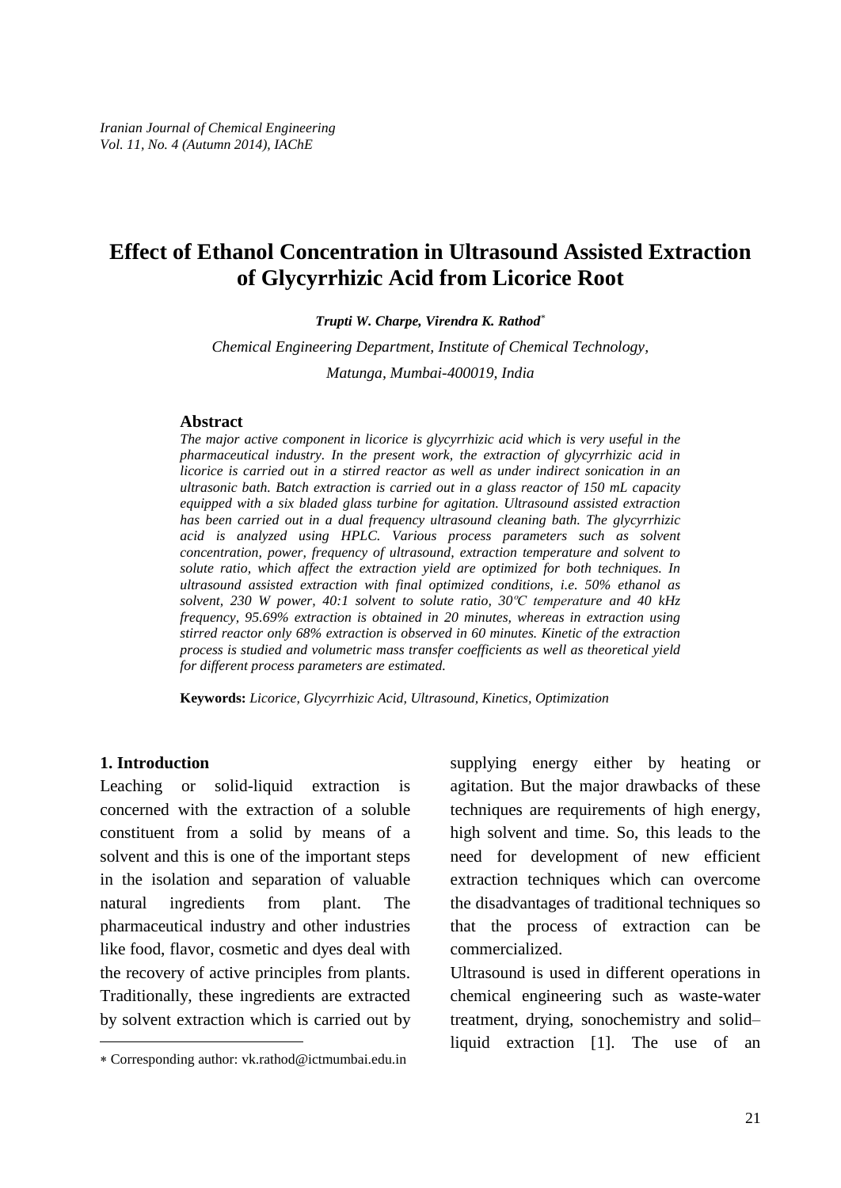# Effect of Ethanol Concentration in Ultrasound Assisted Extraction of Glycyrrhizic Acid from Licorice Root

***Trupti W. Charpe, Virendra K. Rathod****

*Chemical Engineering Department, Institute of Chemical Technology, Matunga, Mumbai-400019, India*

## Abstract

*The major active component in licorice is glycyrrhizic acid which is very useful in the pharmaceutical industry. In the present work, the extraction of glycyrrhizic acid in licorice is carried out in a stirred reactor as well as under indirect sonication in an ultrasonic bath. Batch extraction is carried out in a glass reactor of 150 mL capacity equipped with a six bladed glass turbine for agitation. Ultrasound assisted extraction has been carried out in a dual frequency ultrasound cleaning bath. The glycyrrhizic acid is analyzed using HPLC. Various process parameters such as solvent concentration, power, frequency of ultrasound, extraction temperature and solvent to solute ratio, which affect the extraction yield are optimized for both techniques. In ultrasound assisted extraction with final optimized conditions, i.e. 50% ethanol as solvent, 230 W power, 40:1 solvent to solute ratio, 30ºC temperature and 40 kHz frequency, 95.69% extraction is obtained in 20 minutes, whereas in extraction using stirred reactor only 68% extraction is observed in 60 minutes. Kinetic of the extraction process is studied and volumetric mass transfer coefficients as well as theoretical yield for different process parameters are estimated.*

**Keywords:** *Licorice, Glycyrrhizic Acid, Ultrasound, Kinetics, Optimization*

### 1. Introduction

Leaching or solid-liquid extraction is concerned with the extraction of a soluble constituent from a solid by means of a solvent and this is one of the important steps in the isolation and separation of valuable natural ingredients from plant. The pharmaceutical industry and other industries like food, flavor, cosmetic and dyes deal with the recovery of active principles from plants. Traditionally, these ingredients are extracted by solvent extraction which is carried out by supplying energy either by heating or agitation. But the major drawbacks of these techniques are requirements of high energy, high solvent and time. So, this leads to the need for development of new efficient extraction techniques which can overcome the disadvantages of traditional techniques so that the process of extraction can be commercialized.

Ultrasound is used in different operations in chemical engineering such as waste-water treatment, drying, sonochemistry and solid–liquid extraction [1]. The use of an

* Corresponding author: vk.rathod@ictmumbai.edu.in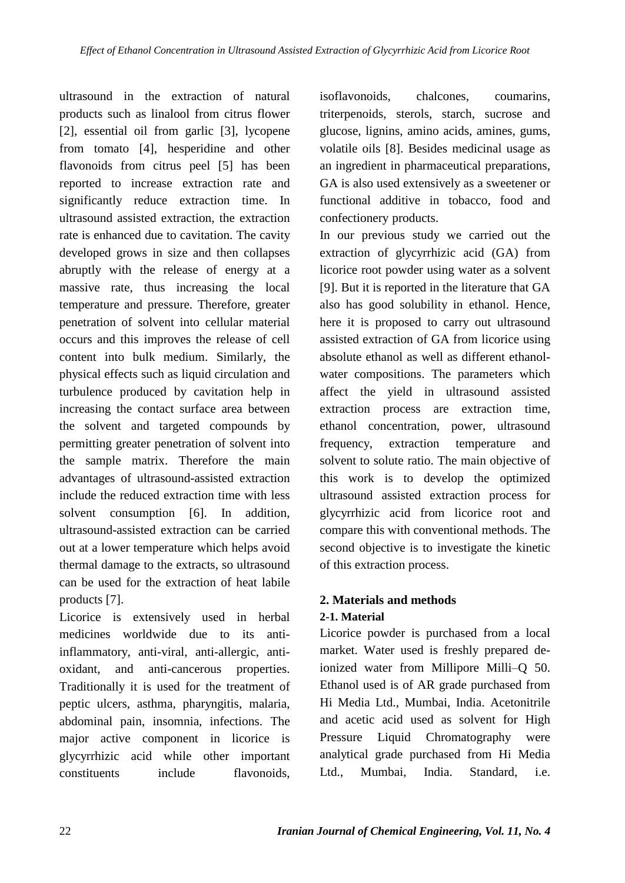ultrasound in the extraction of natural products such as linalool from citrus flower [2], essential oil from garlic [3], lycopene from tomato [4], hesperidine and other flavonoids from citrus peel [5] has been reported to increase extraction rate and significantly reduce extraction time. In ultrasound assisted extraction, the extraction rate is enhanced due to cavitation. The cavity developed grows in size and then collapses abruptly with the release of energy at a massive rate, thus increasing the local temperature and pressure. Therefore, greater penetration of solvent into cellular material occurs and this improves the release of cell content into bulk medium. Similarly, the physical effects such as liquid circulation and turbulence produced by cavitation help in increasing the contact surface area between the solvent and targeted compounds by permitting greater penetration of solvent into the sample matrix. Therefore the main advantages of ultrasound-assisted extraction include the reduced extraction time with less solvent consumption [6]. In addition, ultrasound-assisted extraction can be carried out at a lower temperature which helps avoid thermal damage to the extracts, so ultrasound can be used for the extraction of heat labile products [7].

Licorice is extensively used in herbal medicines worldwide due to its anti-inflammatory, anti-viral, anti-allergic, anti-oxidant, and anti-cancerous properties. Traditionally it is used for the treatment of peptic ulcers, asthma, pharyngitis, malaria, abdominal pain, insomnia, infections. The major active component in licorice is glycyrrhizic acid while other important constituents include flavonoids, isoflavonoids, chalcones, coumarins, triterpenoids, sterols, starch, sucrose and glucose, lignins, amino acids, amines, gums, volatile oils [8]. Besides medicinal usage as an ingredient in pharmaceutical preparations, GA is also used extensively as a sweetener or functional additive in tobacco, food and confectionery products.

In our previous study we carried out the extraction of glycyrrhizic acid (GA) from licorice root powder using water as a solvent [9]. But it is reported in the literature that GA also has good solubility in ethanol. Hence, here it is proposed to carry out ultrasound assisted extraction of GA from licorice using absolute ethanol as well as different ethanol-water compositions. The parameters which affect the yield in ultrasound assisted extraction process are extraction time, ethanol concentration, power, ultrasound frequency, extraction temperature and solvent to solute ratio. The main objective of this work is to develop the optimized ultrasound assisted extraction process for glycyrrhizic acid from licorice root and compare this with conventional methods. The second objective is to investigate the kinetic of this extraction process.

## 2. Materials and methods

### 2-1. Material

Licorice powder is purchased from a local market. Water used is freshly prepared de-ionized water from Millipore Milli–Q 50. Ethanol used is of AR grade purchased from Hi Media Ltd., Mumbai, India. Acetonitrile and acetic acid used as solvent for High Pressure Liquid Chromatography were analytical grade purchased from Hi Media Ltd., Mumbai, India. Standard, i.e.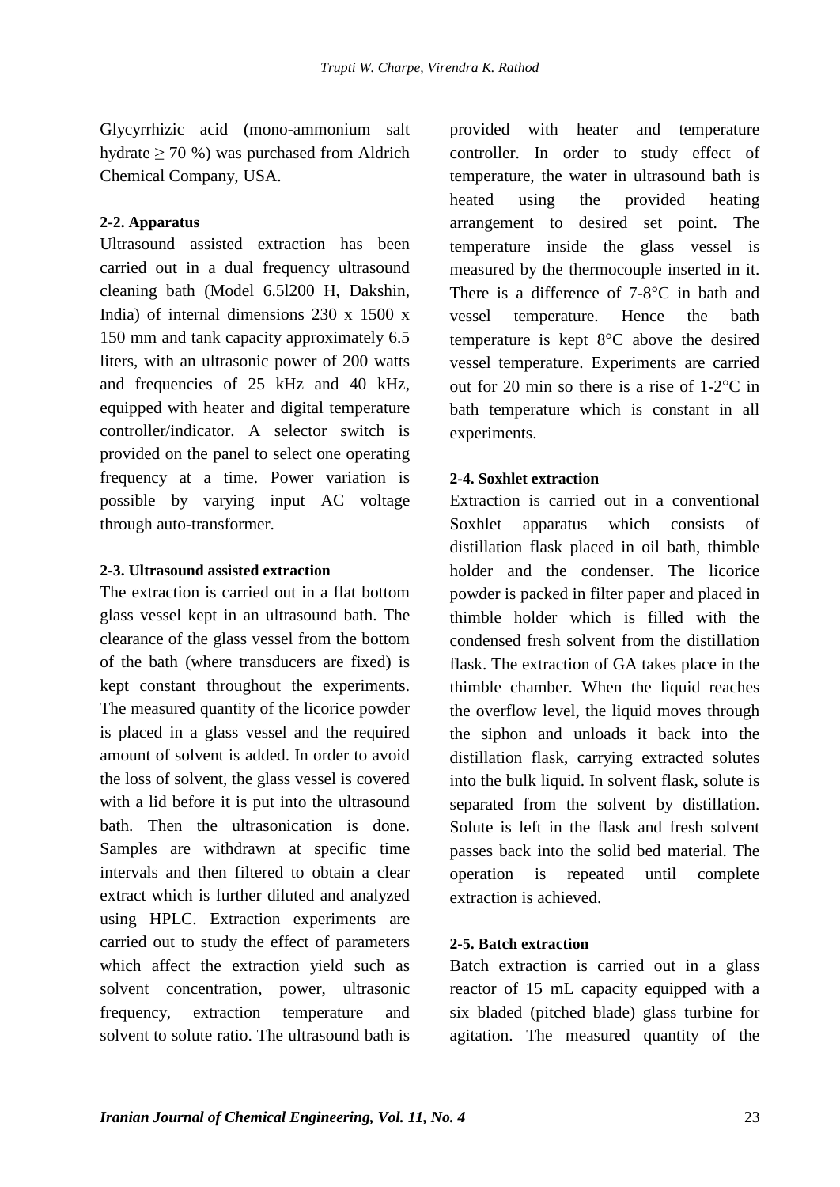Glycyrrhizic acid (mono-ammonium salt hydrate ≥ 70 %) was purchased from Aldrich Chemical Company, USA.

### 2-2. Apparatus

Ultrasound assisted extraction has been carried out in a dual frequency ultrasound cleaning bath (Model 6.5l200 H, Dakshin, India) of internal dimensions 230 x 1500 x 150 mm and tank capacity approximately 6.5 liters, with an ultrasonic power of 200 watts and frequencies of 25 kHz and 40 kHz, equipped with heater and digital temperature controller/indicator. A selector switch is provided on the panel to select one operating frequency at a time. Power variation is possible by varying input AC voltage through auto-transformer.

### 2-3. Ultrasound assisted extraction

The extraction is carried out in a flat bottom glass vessel kept in an ultrasound bath. The clearance of the glass vessel from the bottom of the bath (where transducers are fixed) is kept constant throughout the experiments. The measured quantity of the licorice powder is placed in a glass vessel and the required amount of solvent is added. In order to avoid the loss of solvent, the glass vessel is covered with a lid before it is put into the ultrasound bath. Then the ultrasonication is done. Samples are withdrawn at specific time intervals and then filtered to obtain a clear extract which is further diluted and analyzed using HPLC. Extraction experiments are carried out to study the effect of parameters which affect the extraction yield such as solvent concentration, power, ultrasonic frequency, extraction temperature and solvent to solute ratio. The ultrasound bath is provided with heater and temperature controller. In order to study effect of temperature, the water in ultrasound bath is heated using the provided heating arrangement to desired set point. The temperature inside the glass vessel is measured by the thermocouple inserted in it. There is a difference of 7-8°C in bath and vessel temperature. Hence the bath temperature is kept 8°C above the desired vessel temperature. Experiments are carried out for 20 min so there is a rise of 1-2°C in bath temperature which is constant in all experiments.

### 2-4. Soxhlet extraction

Extraction is carried out in a conventional Soxhlet apparatus which consists of distillation flask placed in oil bath, thimble holder and the condenser. The licorice powder is packed in filter paper and placed in thimble holder which is filled with the condensed fresh solvent from the distillation flask. The extraction of GA takes place in the thimble chamber. When the liquid reaches the overflow level, the liquid moves through the siphon and unloads it back into the distillation flask, carrying extracted solutes into the bulk liquid. In solvent flask, solute is separated from the solvent by distillation. Solute is left in the flask and fresh solvent passes back into the solid bed material. The operation is repeated until complete extraction is achieved.

### 2-5. Batch extraction

Batch extraction is carried out in a glass reactor of 15 mL capacity equipped with a six bladed (pitched blade) glass turbine for agitation. The measured quantity of the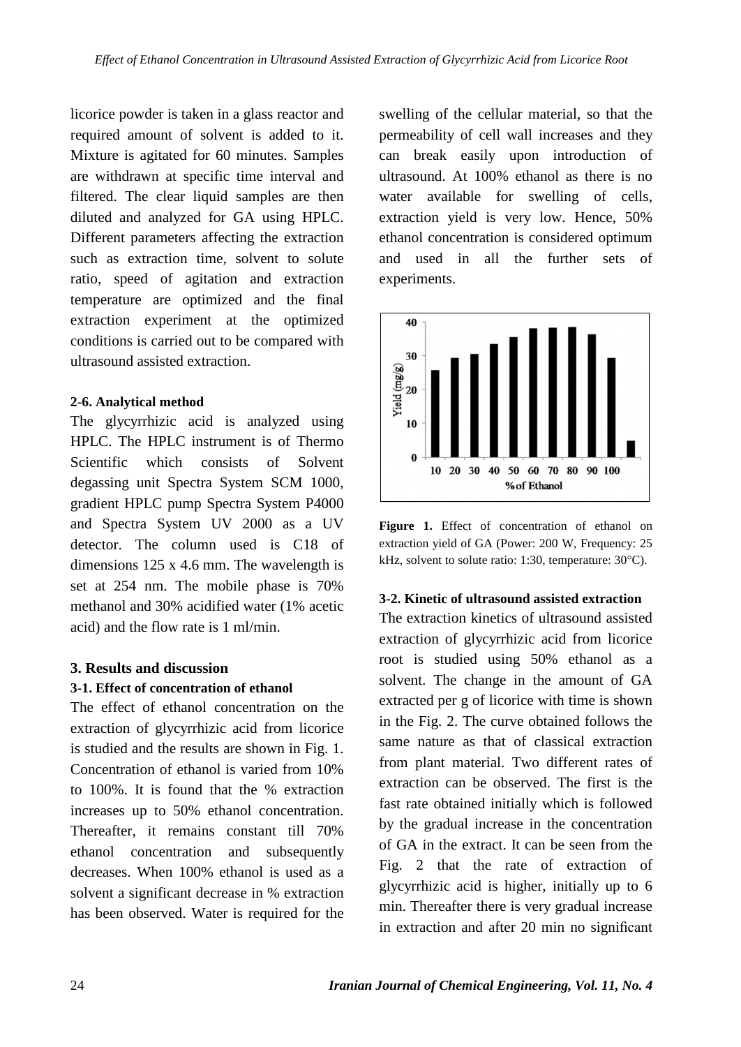licorice powder is taken in a glass reactor and required amount of solvent is added to it. Mixture is agitated for 60 minutes. Samples are withdrawn at specific time interval and filtered. The clear liquid samples are then diluted and analyzed for GA using HPLC. Different parameters affecting the extraction such as extraction time, solvent to solute ratio, speed of agitation and extraction temperature are optimized and the final extraction experiment at the optimized conditions is carried out to be compared with ultrasound assisted extraction.

#### 2-6. Analytical method

The glycyrrhizic acid is analyzed using HPLC. The HPLC instrument is of Thermo Scientific which consists of Solvent degassing unit Spectra System SCM 1000, gradient HPLC pump Spectra System P4000 and Spectra System UV 2000 as a UV detector. The column used is C18 of dimensions 125 x 4.6 mm. The wavelength is set at 254 nm. The mobile phase is 70% methanol and 30% acidified water (1% acetic acid) and the flow rate is 1 ml/min.

## 3. Results and discussion

### 3-1. Effect of concentration of ethanol

The effect of ethanol concentration on the extraction of glycyrrhizic acid from licorice is studied and the results are shown in Fig. 1. Concentration of ethanol is varied from 10% to 100%. It is found that the % extraction increases up to 50% ethanol concentration. Thereafter, it remains constant till 70% ethanol concentration and subsequently decreases. When 100% ethanol is used as a solvent a significant decrease in % extraction has been observed. Water is required for the swelling of the cellular material, so that the permeability of cell wall increases and they can break easily upon introduction of ultrasound. At 100% ethanol as there is no water available for swelling of cells, extraction yield is very low. Hence, 50% ethanol concentration is considered optimum and used in all the further sets of experiments.

**Figure 1.** Effect of concentration of ethanol on extraction yield of GA (Power: 200 W, Frequency: 25 kHz, solvent to solute ratio: 1:30, temperature: 30°C).

### 3-2. Kinetic of ultrasound assisted extraction

The extraction kinetics of ultrasound assisted extraction of glycyrrhizic acid from licorice root is studied using 50% ethanol as a solvent. The change in the amount of GA extracted per g of licorice with time is shown in the Fig. 2. The curve obtained follows the same nature as that of classical extraction from plant material. Two different rates of extraction can be observed. The first is the fast rate obtained initially which is followed by the gradual increase in the concentration of GA in the extract. It can be seen from the Fig. 2 that the rate of extraction of glycyrrhizic acid is higher, initially up to 6 min. Thereafter there is very gradual increase in extraction and after 20 min no significant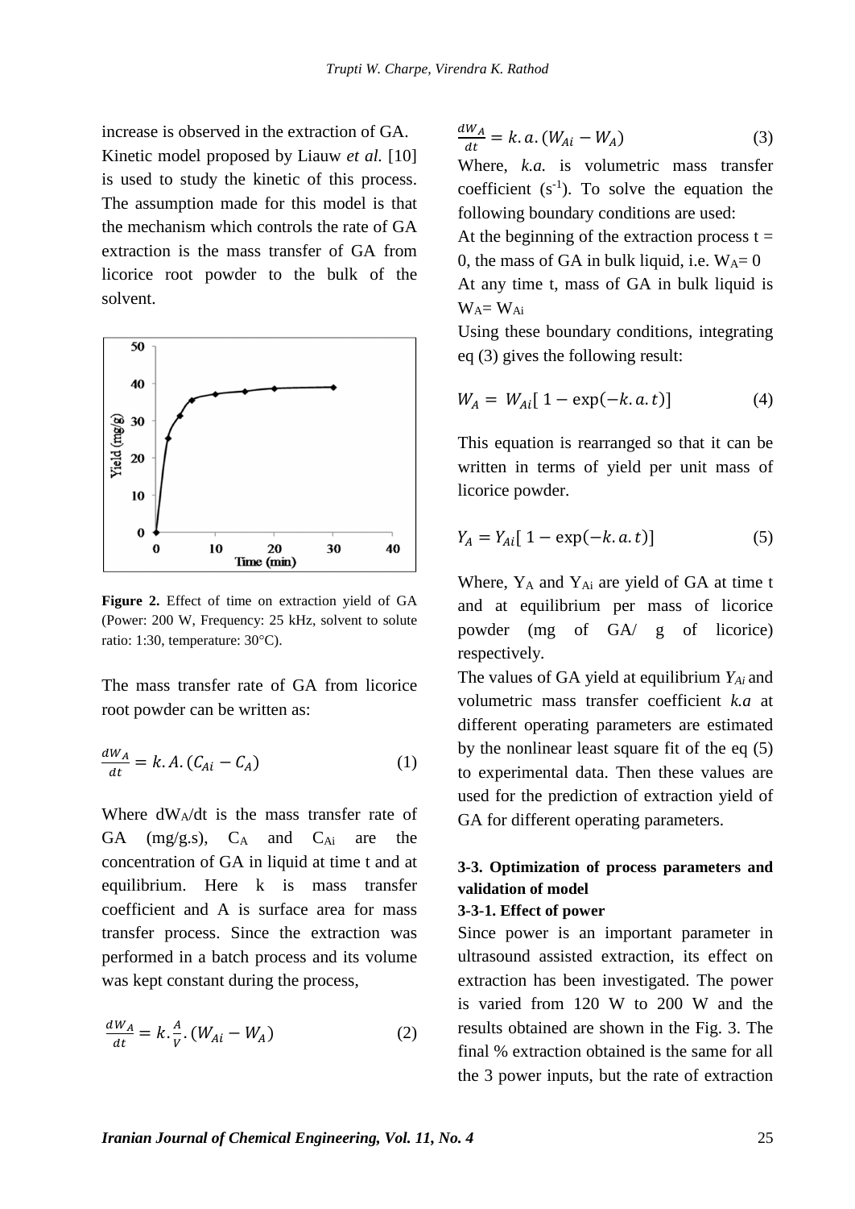increase is observed in the extraction of GA.

Kinetic model proposed by Liauw *et al.* [10] is used to study the kinetic of this process. The assumption made for this model is that the mechanism which controls the rate of GA extraction is the mass transfer of GA from licorice root powder to the bulk of the solvent.

**Figure 2.** Effect of time on extraction yield of GA (Power: 200 W, Frequency: 25 kHz, solvent to solute ratio: 1:30, temperature: 30°C).

The mass transfer rate of GA from licorice root powder can be written as:

$$\frac{dW_A}{dt} = k.A.(C_{Ai} - C_A) \quad (1)$$

Where $dW_A/dt$ is the mass transfer rate of GA (mg/g.s), $C_A$ and $C_{Ai}$ are the concentration of GA in liquid at time t and at equilibrium. Here k is mass transfer coefficient and A is surface area for mass transfer process. Since the extraction was performed in a batch process and its volume was kept constant during the process,

$$\frac{dW_A}{dt} = k.\frac{A}{V}.(W_{Ai} - W_A) \quad (2)$$

$$\frac{dW_A}{dt} = k.a.(W_{Ai} - W_A) \quad (3)$$

Where, *k.a.* is volumetric mass transfer coefficient ($s^{-1}$). To solve the equation the following boundary conditions are used:

At the beginning of the extraction process t = 0, the mass of GA in bulk liquid, i.e. $W_A = 0$

At any time t, mass of GA in bulk liquid is $W_A = W_{Ai}$

Using these boundary conditions, integrating eq (3) gives the following result:

$$W_A = W_{Ai}[\,1 - \exp(-k.a.t)] \quad (4)$$

This equation is rearranged so that it can be written in terms of yield per unit mass of licorice powder.

$$Y_A = Y_{Ai}[\,1 - \exp(-k.a.t)] \quad (5)$$

Where, $Y_A$ and $Y_{Ai}$ are yield of GA at time t and at equilibrium per mass of licorice powder (mg of GA/ g of licorice) respectively.

The values of GA yield at equilibrium $Y_{Ai}$ and volumetric mass transfer coefficient $k.a$ at different operating parameters are estimated by the nonlinear least square fit of the eq (5) to experimental data. Then these values are used for the prediction of extraction yield of GA for different operating parameters.

### 3-3. Optimization of process parameters and validation of model

#### 3-3-1. Effect of power

Since power is an important parameter in ultrasound assisted extraction, its effect on extraction has been investigated. The power is varied from 120 W to 200 W and the results obtained are shown in the Fig. 3. The final % extraction obtained is the same for all the 3 power inputs, but the rate of extraction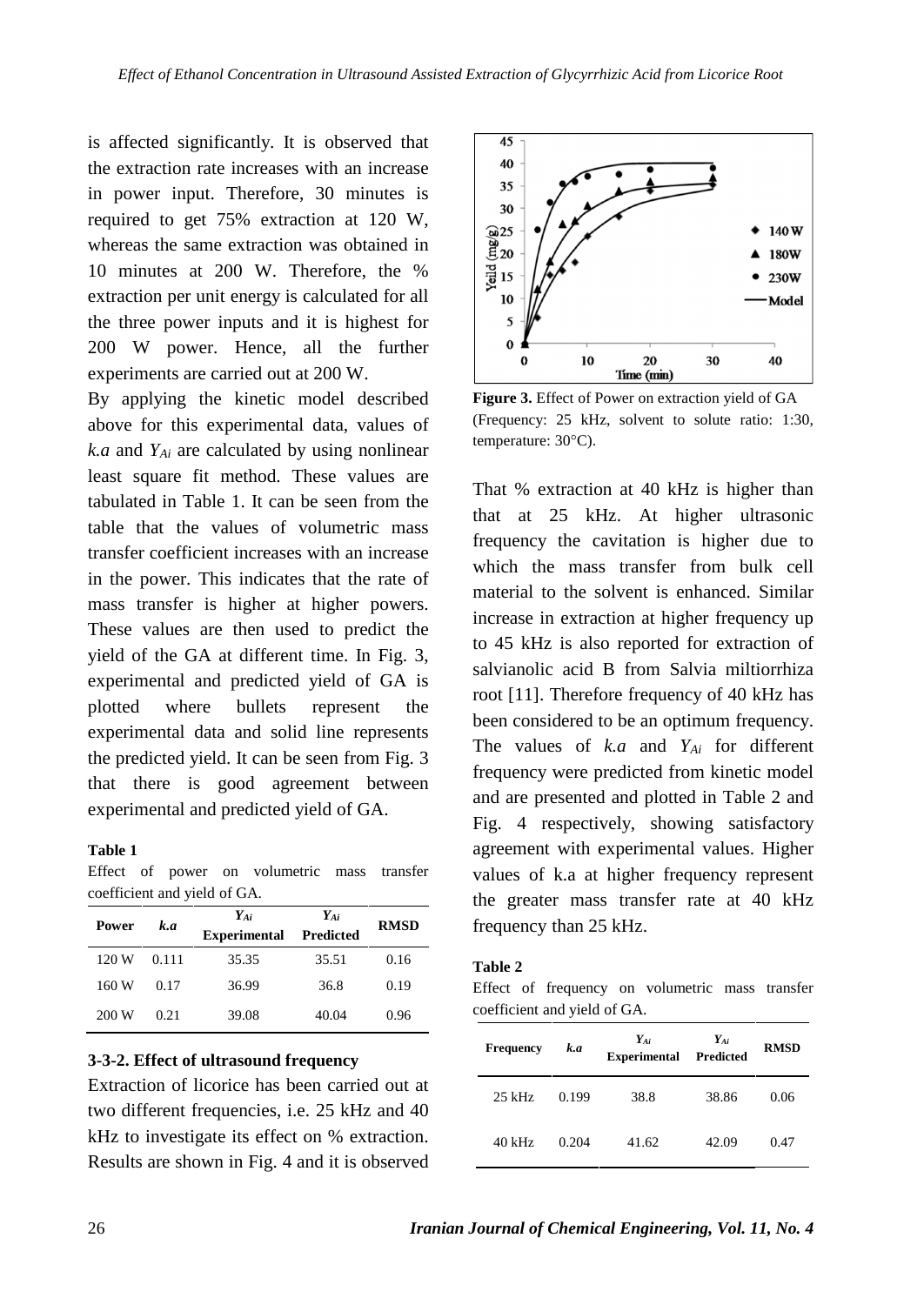is affected significantly. It is observed that the extraction rate increases with an increase in power input. Therefore, 30 minutes is required to get 75% extraction at 120 W, whereas the same extraction was obtained in 10 minutes at 200 W. Therefore, the % extraction per unit energy is calculated for all the three power inputs and it is highest for 200 W power. Hence, all the further experiments are carried out at 200 W.

By applying the kinetic model described above for this experimental data, values of $k.a$ and $Y_{Ai}$ are calculated by using nonlinear least square fit method. These values are tabulated in Table 1. It can be seen from the table that the values of volumetric mass transfer coefficient increases with an increase in the power. This indicates that the rate of mass transfer is higher at higher powers. These values are then used to predict the yield of the GA at different time. In Fig. 3, experimental and predicted yield of GA is plotted where bullets represent the experimental data and solid line represents the predicted yield. It can be seen from Fig. 3 that there is good agreement between experimental and predicted yield of GA.

**Table 1**
Effect of power on volumetric mass transfer coefficient and yield of GA.

| Power | $k.a$ | $Y_{Ai}$ Experimental | $Y_{Ai}$ Predicted | RMSD |
|---|---|---|---|---|
| 120 W | 0.111 | 35.35 | 35.51 | 0.16 |
| 160 W | 0.17 | 36.99 | 36.8 | 0.19 |
| 200 W | 0.21 | 39.08 | 40.04 | 0.96 |

**Figure 3.** Effect of Power on extraction yield of GA (Frequency: 25 kHz, solvent to solute ratio: 1:30, temperature: 30°C).

### 3-3-2. Effect of ultrasound frequency

Extraction of licorice has been carried out at two different frequencies, i.e. 25 kHz and 40 kHz to investigate its effect on % extraction. Results are shown in Fig. 4 and it is observed that % extraction at 40 kHz is higher than that at 25 kHz. At higher ultrasonic frequency the cavitation is higher due to which the mass transfer from bulk cell material to the solvent is enhanced. Similar increase in extraction at higher frequency up to 45 kHz is also reported for extraction of salvianolic acid B from Salvia miltiorrhiza root [11]. Therefore frequency of 40 kHz has been considered to be an optimum frequency. The values of $k.a$ and $Y_{Ai}$ for different frequency were predicted from kinetic model and are presented and plotted in Table 2 and Fig. 4 respectively, showing satisfactory agreement with experimental values. Higher values of k.a at higher frequency represent the greater mass transfer rate at 40 kHz frequency than 25 kHz.

**Table 2**
Effect of frequency on volumetric mass transfer coefficient and yield of GA.

| Frequency | $k.a$ | $Y_{Ai}$ Experimental | $Y_{Ai}$ Predicted | RMSD |
|---|---|---|---|---|
| 25 kHz | 0.199 | 38.8 | 38.86 | 0.06 |
| 40 kHz | 0.204 | 41.62 | 42.09 | 0.47 |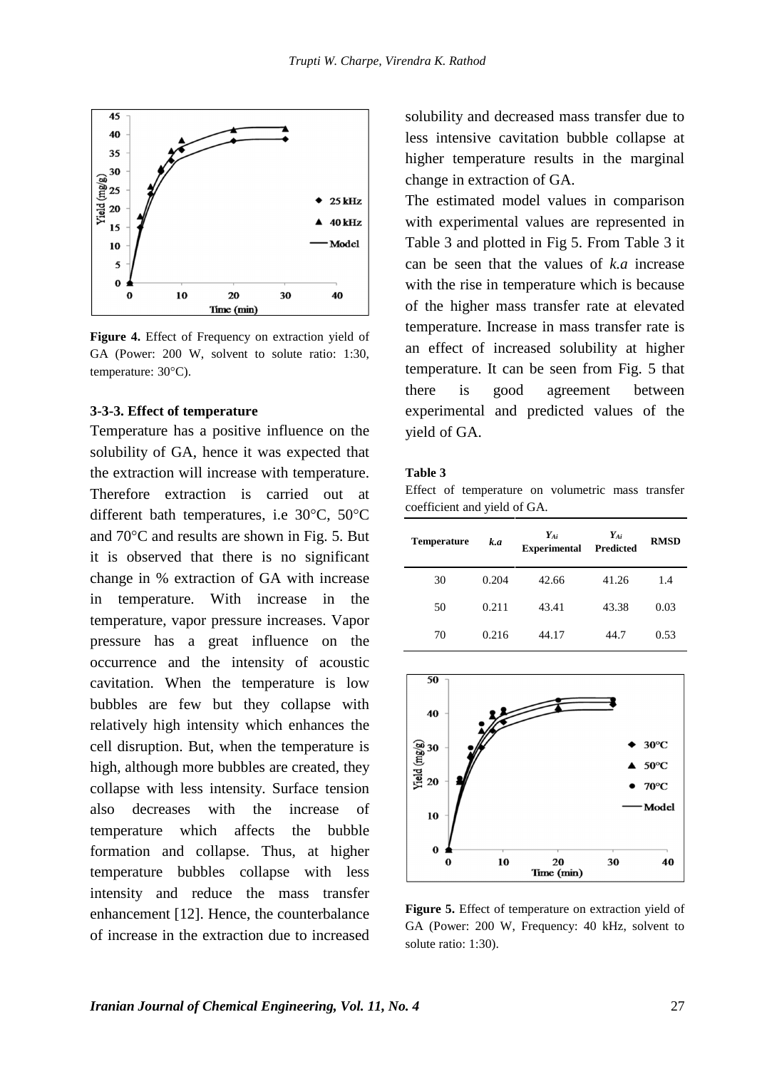Figure 4. Effect of Frequency on extraction yield of GA (Power: 200 W, solvent to solute ratio: 1:30, temperature: 30°C).

### 3-3-3. Effect of temperature

Temperature has a positive influence on the solubility of GA, hence it was expected that the extraction will increase with temperature. Therefore extraction is carried out at different bath temperatures, i.e 30°C, 50°C and 70°C and results are shown in Fig. 5. But it is observed that there is no significant change in % extraction of GA with increase in temperature. With increase in the temperature, vapor pressure increases. Vapor pressure has a great influence on the occurrence and the intensity of acoustic cavitation. When the temperature is low bubbles are few but they collapse with relatively high intensity which enhances the cell disruption. But, when the temperature is high, although more bubbles are created, they collapse with less intensity. Surface tension also decreases with the increase of temperature which affects the bubble formation and collapse. Thus, at higher temperature bubbles collapse with less intensity and reduce the mass transfer enhancement [12]. Hence, the counterbalance of increase in the extraction due to increased solubility and decreased mass transfer due to less intensive cavitation bubble collapse at higher temperature results in the marginal change in extraction of GA.

The estimated model values in comparison with experimental values are represented in Table 3 and plotted in Fig 5. From Table 3 it can be seen that the values of *k.a* increase with the rise in temperature which is because of the higher mass transfer rate at elevated temperature. Increase in mass transfer rate is an effect of increased solubility at higher temperature. It can be seen from Fig. 5 that there is good agreement between experimental and predicted values of the yield of GA.

**Table 3**
Effect of temperature on volumetric mass transfer coefficient and yield of GA.

| Temperature | *k.a* | $Y_{Ai}$ Experimental | $Y_{Ai}$ Predicted | RMSD |
|---|---|---|---|---|
| 30 | 0.204 | 42.66 | 41.26 | 1.4 |
| 50 | 0.211 | 43.41 | 43.38 | 0.03 |
| 70 | 0.216 | 44.17 | 44.7 | 0.53 |

Figure 5. Effect of temperature on extraction yield of GA (Power: 200 W, Frequency: 40 kHz, solvent to solute ratio: 1:30).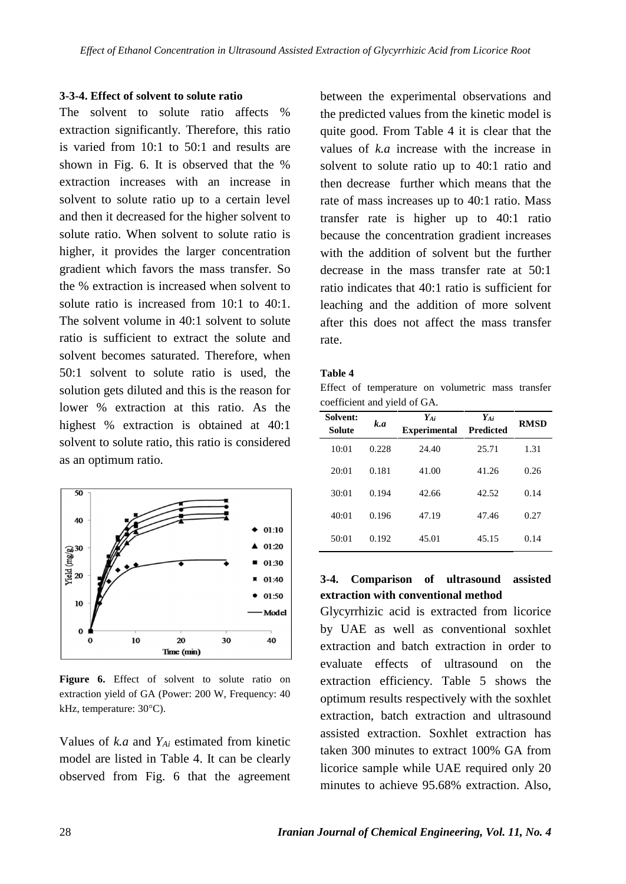### 3-3-4. Effect of solvent to solute ratio

The solvent to solute ratio affects % extraction significantly. Therefore, this ratio is varied from 10:1 to 50:1 and results are shown in Fig. 6. It is observed that the % extraction increases with an increase in solvent to solute ratio up to a certain level and then it decreased for the higher solvent to solute ratio. When solvent to solute ratio is higher, it provides the larger concentration gradient which favors the mass transfer. So the % extraction is increased when solvent to solute ratio is increased from 10:1 to 40:1. The solvent volume in 40:1 solvent to solute ratio is sufficient to extract the solute and solvent becomes saturated. Therefore, when 50:1 solvent to solute ratio is used, the solution gets diluted and this is the reason for lower % extraction at this ratio. As the highest % extraction is obtained at 40:1 solvent to solute ratio, this ratio is considered as an optimum ratio.

**Figure 6.** Effect of solvent to solute ratio on extraction yield of GA (Power: 200 W, Frequency: 40 kHz, temperature: 30°C).

Values of *k.a* and $Y_{Ai}$ estimated from kinetic model are listed in Table 4. It can be clearly observed from Fig. 6 that the agreement between the experimental observations and the predicted values from the kinetic model is quite good. From Table 4 it is clear that the values of *k.a* increase with the increase in solvent to solute ratio up to 40:1 ratio and then decrease further which means that the rate of mass increases up to 40:1 ratio. Mass transfer rate is higher up to 40:1 ratio because the concentration gradient increases with the addition of solvent but the further decrease in the mass transfer rate at 50:1 ratio indicates that 40:1 ratio is sufficient for leaching and the addition of more solvent after this does not affect the mass transfer rate.

**Table 4**
Effect of temperature on volumetric mass transfer coefficient and yield of GA.

| Solvent: Solute | *k.a* | $Y_{Ai}$ Experimental | $Y_{Ai}$ Predicted | RMSD |
|---|---|---|---|---|
| 10:01 | 0.228 | 24.40 | 25.71 | 1.31 |
| 20:01 | 0.181 | 41.00 | 41.26 | 0.26 |
| 30:01 | 0.194 | 42.66 | 42.52 | 0.14 |
| 40:01 | 0.196 | 47.19 | 47.46 | 0.27 |
| 50:01 | 0.192 | 45.01 | 45.15 | 0.14 |

### 3-4. Comparison of ultrasound assisted extraction with conventional method

Glycyrrhizic acid is extracted from licorice by UAE as well as conventional soxhlet extraction and batch extraction in order to evaluate effects of ultrasound on the extraction efficiency. Table 5 shows the optimum results respectively with the soxhlet extraction, batch extraction and ultrasound assisted extraction. Soxhlet extraction has taken 300 minutes to extract 100% GA from licorice sample while UAE required only 20 minutes to achieve 95.68% extraction. Also,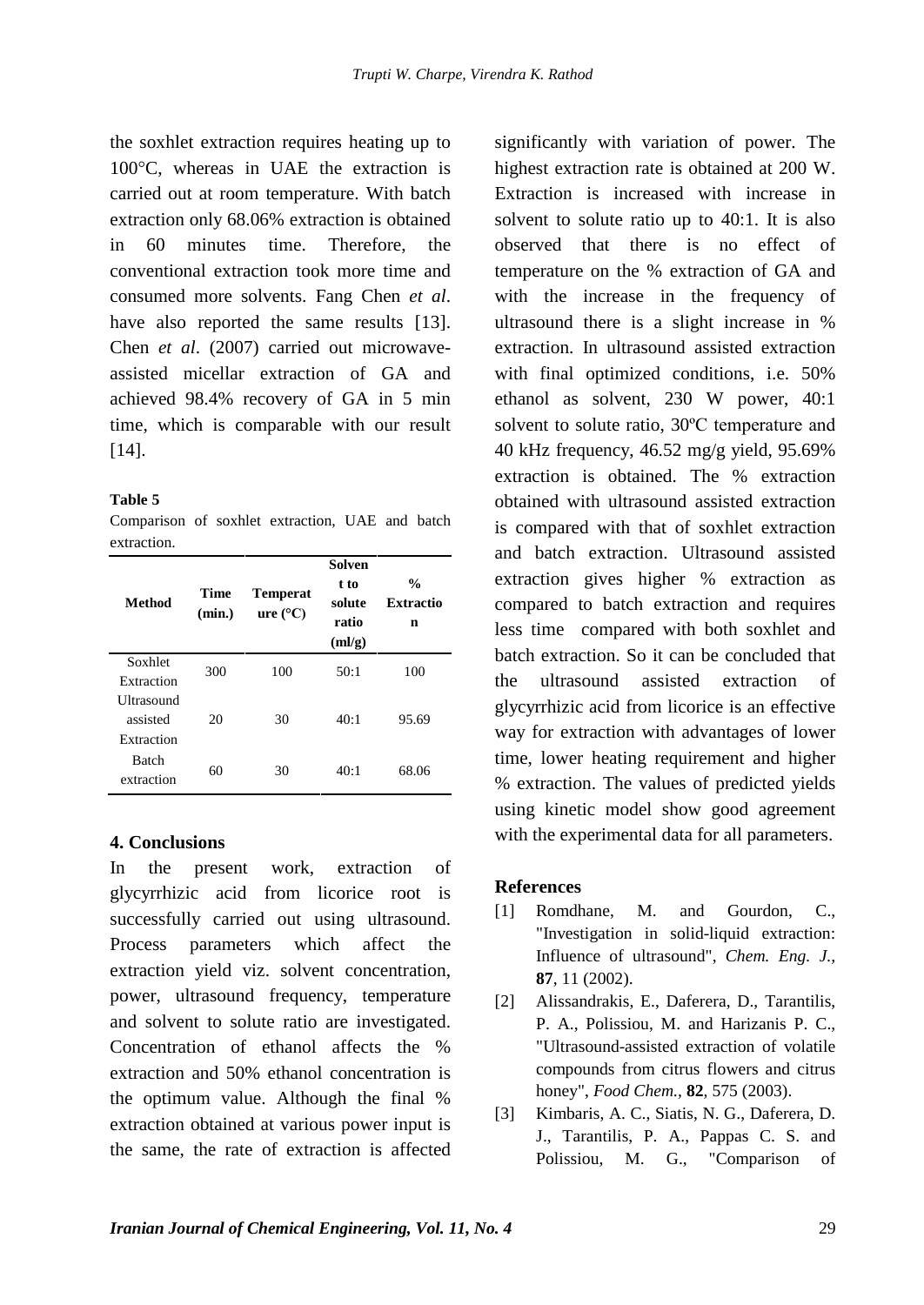the soxhlet extraction requires heating up to 100°C, whereas in UAE the extraction is carried out at room temperature. With batch extraction only 68.06% extraction is obtained in 60 minutes time. Therefore, the conventional extraction took more time and consumed more solvents. Fang Chen *et al*. have also reported the same results [13]. Chen *et al*. (2007) carried out microwave-assisted micellar extraction of GA and achieved 98.4% recovery of GA in 5 min time, which is comparable with our result [14].

**Table 5**
Comparison of soxhlet extraction, UAE and batch extraction.

| Method | Time (min.) | Temperature (°C) | Solvent to solute ratio (ml/g) | % Extraction |
|---|---|---|---|---|
| Soxhlet Extraction | 300 | 100 | 50:1 | 100 |
| Ultrasound assisted Extraction | 20 | 30 | 40:1 | 95.69 |
| Batch extraction | 60 | 30 | 40:1 | 68.06 |

## 4. Conclusions

In the present work, extraction of glycyrrhizic acid from licorice root is successfully carried out using ultrasound. Process parameters which affect the extraction yield viz. solvent concentration, power, ultrasound frequency, temperature and solvent to solute ratio are investigated. Concentration of ethanol affects the % extraction and 50% ethanol concentration is the optimum value. Although the final % extraction obtained at various power input is the same, the rate of extraction is affected significantly with variation of power. The highest extraction rate is obtained at 200 W. Extraction is increased with increase in solvent to solute ratio up to 40:1. It is also observed that there is no effect of temperature on the % extraction of GA and with the increase in the frequency of ultrasound there is a slight increase in % extraction. In ultrasound assisted extraction with final optimized conditions, i.e. 50% ethanol as solvent, 230 W power, 40:1 solvent to solute ratio, 30ºC temperature and 40 kHz frequency, 46.52 mg/g yield, 95.69% extraction is obtained. The % extraction obtained with ultrasound assisted extraction is compared with that of soxhlet extraction and batch extraction. Ultrasound assisted extraction gives higher % extraction as compared to batch extraction and requires less time compared with both soxhlet and batch extraction. So it can be concluded that the ultrasound assisted extraction of glycyrrhizic acid from licorice is an effective way for extraction with advantages of lower time, lower heating requirement and higher % extraction. The values of predicted yields using kinetic model show good agreement with the experimental data for all parameters.

## References

[1] Romdhane, M. and Gourdon, C., "Investigation in solid-liquid extraction: Influence of ultrasound", *Chem. Eng. J.*, **87**, 11 (2002).

[2] Alissandrakis, E., Daferera, D., Tarantilis, P. A., Polissiou, M. and Harizanis P. C., "Ultrasound-assisted extraction of volatile compounds from citrus flowers and citrus honey", *Food Chem.*, **82**, 575 (2003).

[3] Kimbaris, A. C., Siatis, N. G., Daferera, D. J., Tarantilis, P. A., Pappas C. S. and Polissiou, M. G., "Comparison of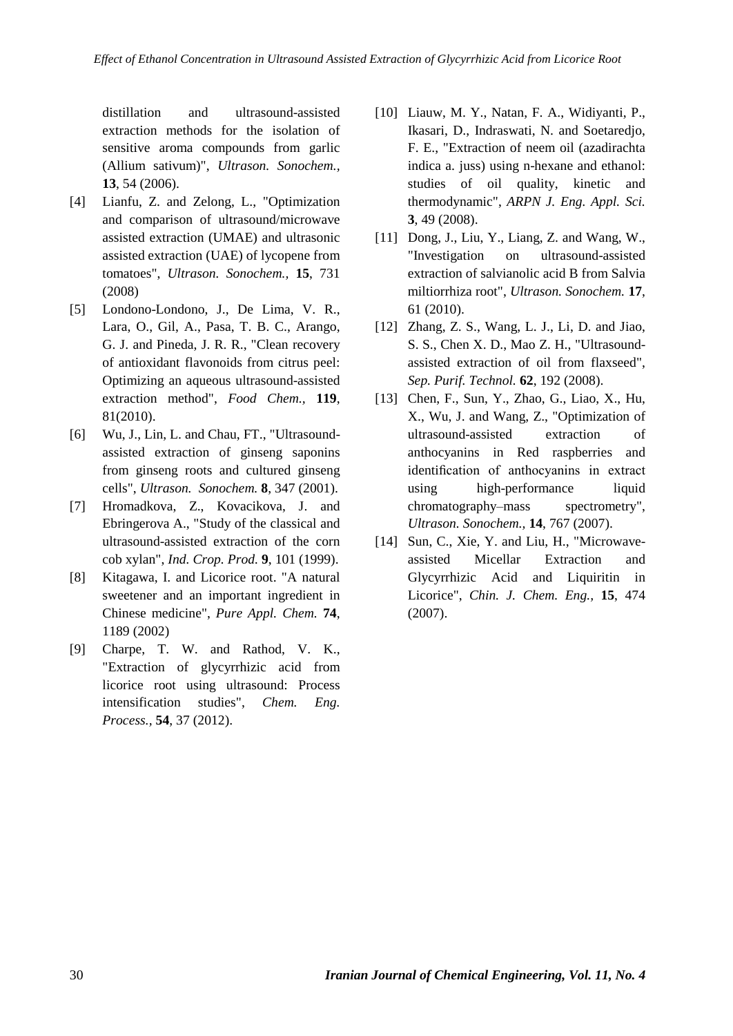distillation and ultrasound-assisted extraction methods for the isolation of sensitive aroma compounds from garlic (Allium sativum)", *Ultrason. Sonochem.*, **13**, 54 (2006).

[4] Lianfu, Z. and Zelong, L., "Optimization and comparison of ultrasound/microwave assisted extraction (UMAE) and ultrasonic assisted extraction (UAE) of lycopene from tomatoes", *Ultrason. Sonochem.,* **15**, 731 (2008)

[5] Londono-Londono, J., De Lima, V. R., Lara, O., Gil, A., Pasa, T. B. C., Arango, G. J. and Pineda, J. R. R., "Clean recovery of antioxidant flavonoids from citrus peel: Optimizing an aqueous ultrasound-assisted extraction method", *Food Chem.,* **119**, 81(2010).

[6] Wu, J., Lin, L. and Chau, FT., "Ultrasound-assisted extraction of ginseng saponins from ginseng roots and cultured ginseng cells", *Ultrason. Sonochem.* **8**, 347 (2001).

[7] Hromadkova, Z., Kovacikova, J. and Ebringerova A., "Study of the classical and ultrasound-assisted extraction of the corn cob xylan", *Ind. Crop. Prod.* **9**, 101 (1999).

[8] Kitagawa, I. and Licorice root. "A natural sweetener and an important ingredient in Chinese medicine", *Pure Appl. Chem.* **74**, 1189 (2002)

[9] Charpe, T. W. and Rathod, V. K., "Extraction of glycyrrhizic acid from licorice root using ultrasound: Process intensification studies", *Chem. Eng. Process.,* **54**, 37 (2012).

[10] Liauw, M. Y., Natan, F. A., Widiyanti, P., Ikasari, D., Indraswati, N. and Soetaredjo, F. E., "Extraction of neem oil (azadirachta indica a. juss) using n-hexane and ethanol: studies of oil quality, kinetic and thermodynamic", *ARPN J. Eng. Appl. Sci.* **3**, 49 (2008).

[11] Dong, J., Liu, Y., Liang, Z. and Wang, W., "Investigation on ultrasound-assisted extraction of salvianolic acid B from Salvia miltiorrhiza root", *Ultrason. Sonochem.* **17**, 61 (2010).

[12] Zhang, Z. S., Wang, L. J., Li, D. and Jiao, S. S., Chen X. D., Mao Z. H., "Ultrasound-assisted extraction of oil from flaxseed", *Sep. Purif. Technol.* **62**, 192 (2008).

[13] Chen, F., Sun, Y., Zhao, G., Liao, X., Hu, X., Wu, J. and Wang, Z., "Optimization of ultrasound-assisted extraction of anthocyanins in Red raspberries and identification of anthocyanins in extract using high-performance liquid chromatography–mass spectrometry", *Ultrason. Sonochem.,* **14**, 767 (2007).

[14] Sun, C., Xie, Y. and Liu, H., "Microwave-assisted Micellar Extraction and Glycyrrhizic Acid and Liquiritin in Licorice", *Chin. J. Chem. Eng.,* **15**, 474 (2007).